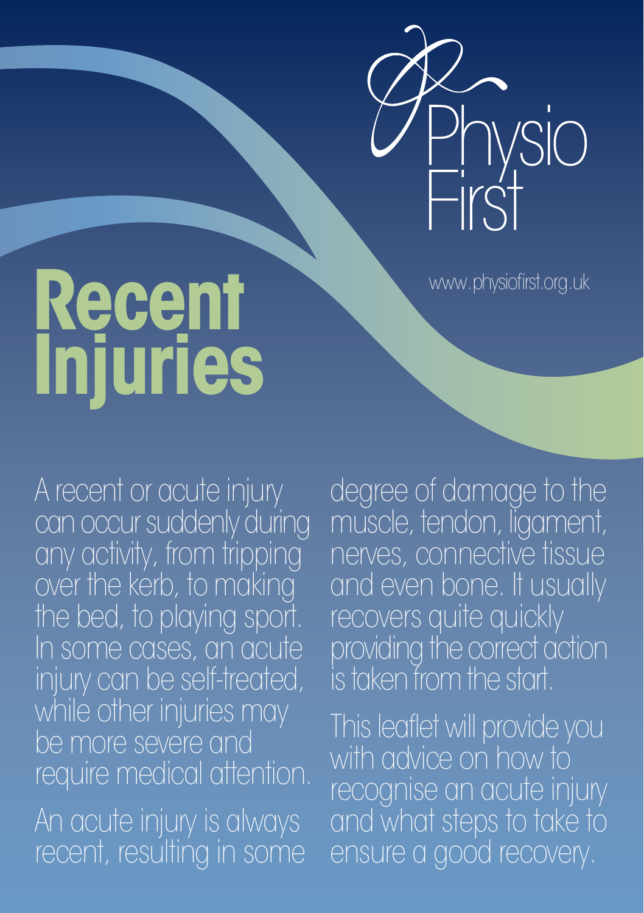Physio First

www.physiofirst.org.uk

# Recent Injuries

A recent or acute injury can occur suddenly during any activity, from tripping over the kerb, to making the bed, to playing sport. In some cases, an acute injury can be self-treated, while other injuries may be more severe and require medical attention.

An acute injury is always recent, resulting in some degree of damage to the muscle, tendon, ligament, nerves, connective tissue and even bone. It usually recovers quite quickly providing the correct action is taken from the start.

This leaflet will provide you with advice on how to recognise an acute injury and what steps to take to ensure a good recovery.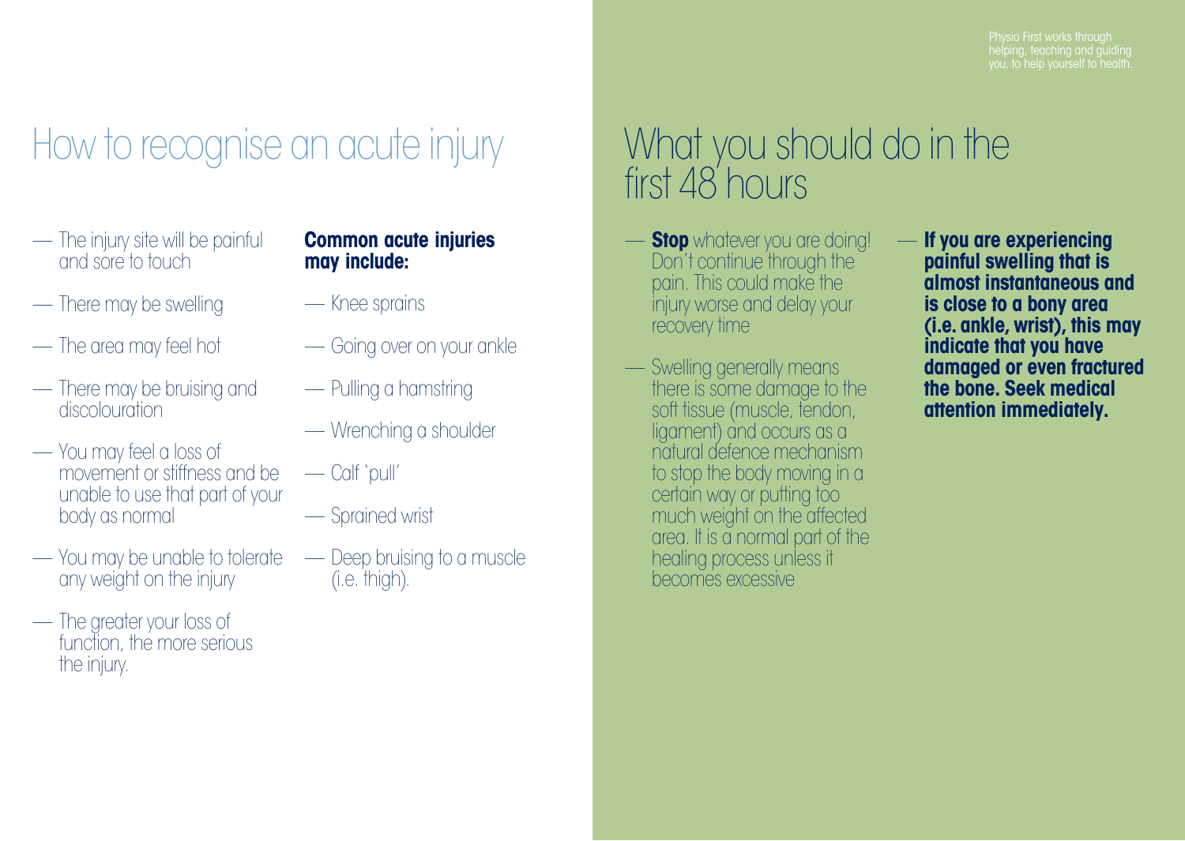Physio First works through helping, teaching and guiding you, to help yourself to health.

# How to recognise an acute injury

- The injury site will be painful and sore to touch
- There may be swelling
- The area may feel hot
- There may be bruising and discolouration
- You may feel a loss of movement or stiffness and be unable to use that part of your body as normal
- You may be unable to tolerate any weight on the injury
- The greater your loss of function, the more serious the injury.

**Common acute injuries may include:**

- Knee sprains
- Going over on your ankle
- Pulling a hamstring
- Wrenching a shoulder
- Calf 'pull'
- Sprained wrist
- Deep bruising to a muscle (i.e. thigh).

# What you should do in the first 48 hours

- **Stop** whatever you are doing! Don't continue through the pain. This could make the injury worse and delay your recovery time
- Swelling generally means there is some damage to the soft tissue (muscle, tendon, ligament) and occurs as a natural defence mechanism to stop the body moving in a certain way or putting too much weight on the affected area. It is a normal part of the healing process unless it becomes excessive
- **If you are experiencing painful swelling that is almost instantaneous and is close to a bony area (i.e. ankle, wrist), this may indicate that you have damaged or even fractured the bone. Seek medical attention immediately.**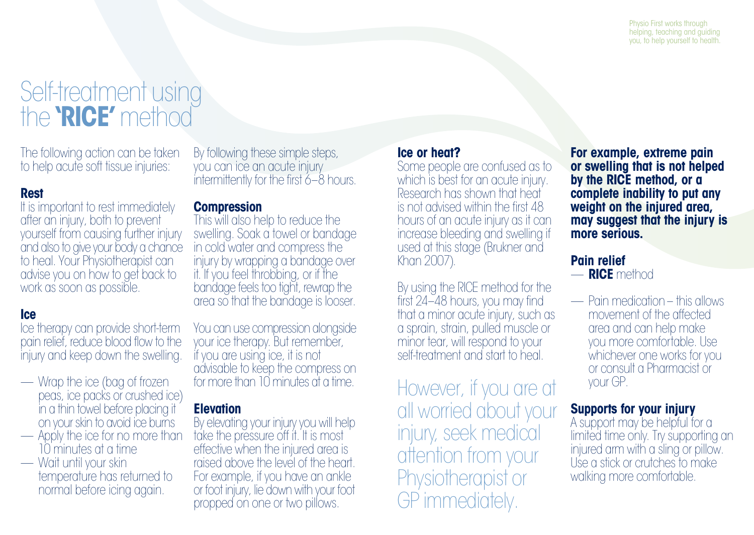Physio First works through helping, teaching and guiding you, to help yourself to health.

# Self-treatment using the **'RICE'** method

The following action can be taken to help acute soft tissue injuries:

### Rest

It is important to rest immediately after an injury, both to prevent yourself from causing further injury and also to give your body a chance to heal. Your Physiotherapist can advise you on how to get back to work as soon as possible.

### Ice

Ice therapy can provide short-term pain relief, reduce blood flow to the injury and keep down the swelling.

- Wrap the ice (bag of frozen peas, ice packs or crushed ice) in a thin towel before placing it on your skin to avoid ice burns
- Apply the ice for no more than 10 minutes at a time
- Wait until your skin temperature has returned to normal before icing again.

By following these simple steps, you can ice an acute injury intermittently for the first 6–8 hours.

### Compression

This will also help to reduce the swelling. Soak a towel or bandage in cold water and compress the injury by wrapping a bandage over it. If you feel throbbing, or if the bandage feels too tight, rewrap the area so that the bandage is looser.

You can use compression alongside your ice therapy. But remember, if you are using ice, it is not advisable to keep the compress on for more than 10 minutes at a time.

### Elevation

By elevating your injury you will help take the pressure off it. It is most effective when the injured area is raised above the level of the heart. For example, if you have an ankle or foot injury, lie down with your foot propped on one or two pillows.

### Ice or heat?

Some people are confused as to which is best for an acute injury. Research has shown that heat is not advised within the first 48 hours of an acute injury as it can increase bleeding and swelling if used at this stage (Brukner and Khan 2007).

By using the RICE method for the first 24–48 hours, you may find that a minor acute injury, such as a sprain, strain, pulled muscle or minor tear, will respond to your self-treatment and start to heal.

However, if you are at all worried about your injury, seek medical attention from your Physiotherapist or GP immediately.

**For example, extreme pain or swelling that is not helped by the RICE method, or a complete inability to put any weight on the injured area, may suggest that the injury is more serious.**

### Pain relief

- **RICE** method
- Pain medication – this allows movement of the affected area and can help make you more comfortable. Use whichever one works for you or consult a Pharmacist or your GP.

### Supports for your injury

A support may be helpful for a limited time only. Try supporting an injured arm with a sling or pillow. Use a stick or crutches to make walking more comfortable.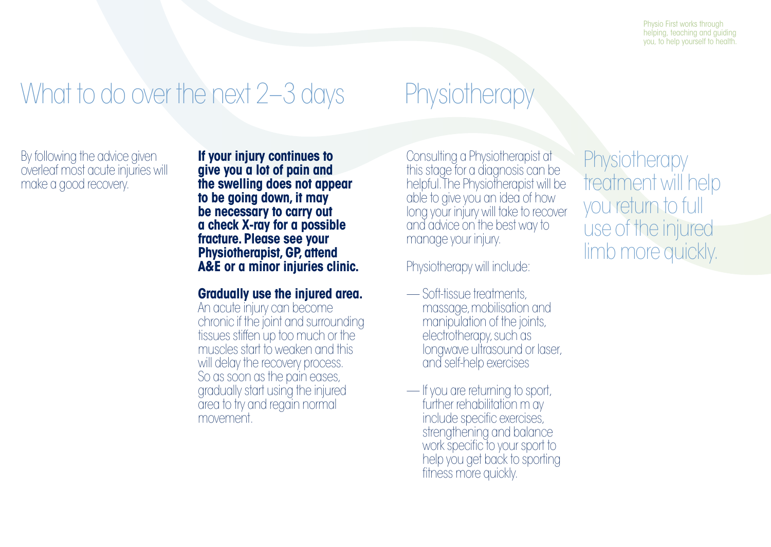Physio First works through helping, teaching and guiding you, to help yourself to health.

# What to do over the next 2–3 days

By following the advice given overleaf most acute injuries will make a good recovery.

**If your injury continues to give you a lot of pain and the swelling does not appear to be going down, it may be necessary to carry out a check X-ray for a possible fracture. Please see your Physiotherapist, GP, attend A&E or a minor injuries clinic.**

**Gradually use the injured area.**
An acute injury can become chronic if the joint and surrounding tissues stiffen up too much or the muscles start to weaken and this will delay the recovery process. So as soon as the pain eases, gradually start using the injured area to try and regain normal movement.

# Physiotherapy

Consulting a Physiotherapist at this stage for a diagnosis can be helpful. The Physiotherapist will be able to give you an idea of how long your injury will take to recover and advice on the best way to manage your injury.

Physiotherapy will include:

- Soft-tissue treatments, massage, mobilisation and manipulation of the joints, electrotherapy, such as longwave ultrasound or laser, and self-help exercises
- If you are returning to sport, further rehabilitation m ay include specific exercises, strengthening and balance work specific to your sport to help you get back to sporting fitness more quickly.

Physiotherapy treatment will help you return to full use of the injured limb more quickly.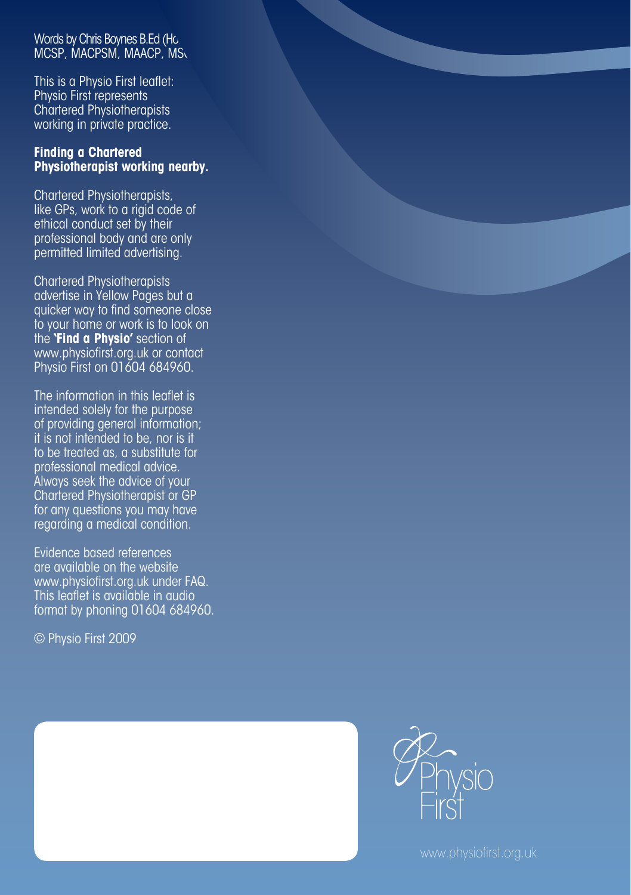Words by Chris Boynes B.Ed (Ho
MCSP, MACPSM, MAACP, MS

This is a Physio First leaflet: Physio First represents Chartered Physiotherapists working in private practice.

**Finding a Chartered Physiotherapist working nearby.**

Chartered Physiotherapists, like GPs, work to a rigid code of ethical conduct set by their professional body and are only permitted limited advertising.

Chartered Physiotherapists advertise in Yellow Pages but a quicker way to find someone close to your home or work is to look on the **'Find a Physio'** section of www.physiofirst.org.uk or contact Physio First on 01604 684960.

The information in this leaflet is intended solely for the purpose of providing general information; it is not intended to be, nor is it to be treated as, a substitute for professional medical advice. Always seek the advice of your Chartered Physiotherapist or GP for any questions you may have regarding a medical condition.

Evidence based references are available on the website www.physiofirst.org.uk under FAQ. This leaflet is available in audio format by phoning 01604 684960.

© Physio First 2009

Physio First

www.physiofirst.org.uk